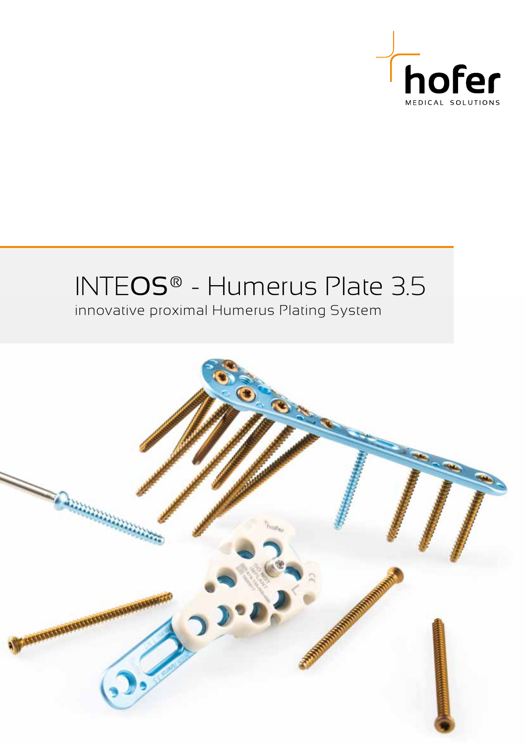hofer

MEDICAL SOLUTIONS

# INTEOS® - Humerus Plate 3.5

innovative proximal Humerus Plating System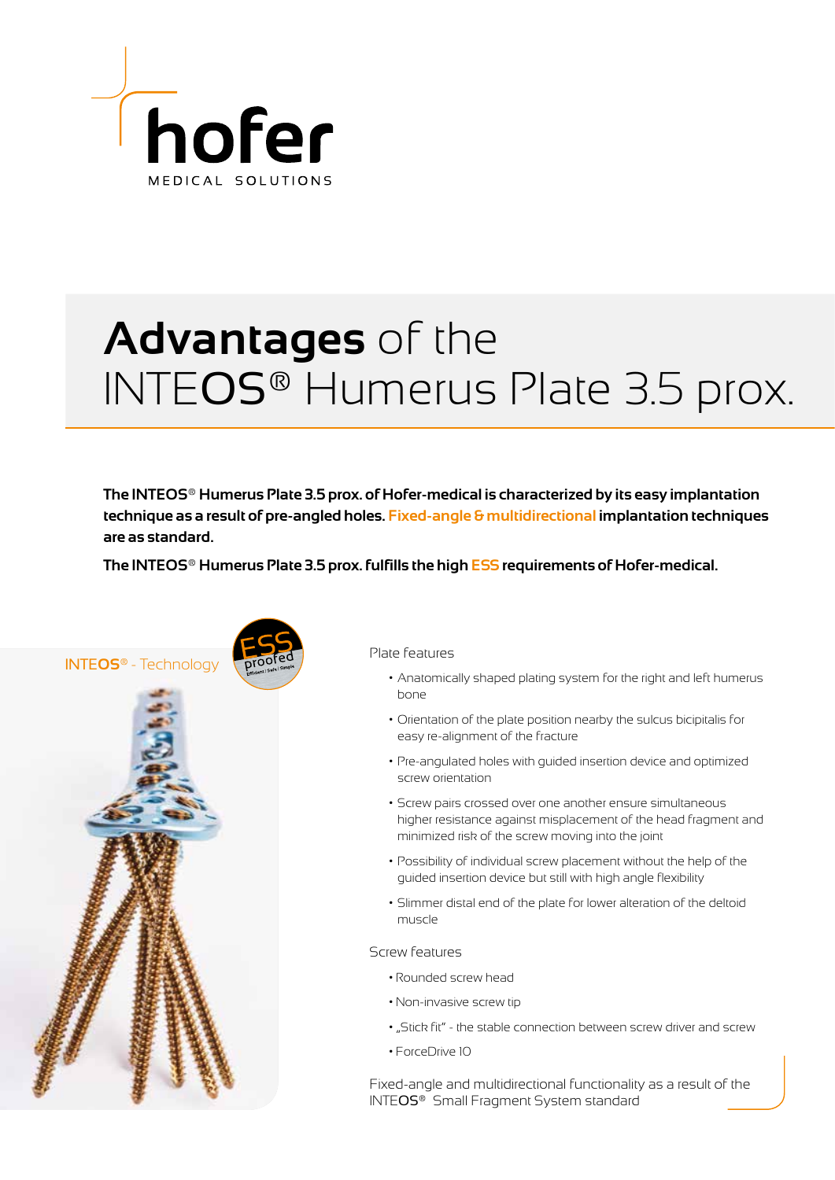hofer

MEDICAL SOLUTIONS

# **Advantages** of the INTEOS® Humerus Plate 3.5 prox.

**The INTEOS® Humerus Plate 3.5 prox. of Hofer-medical is characterized by its easy implantation technique as a result of pre-angled holes. Fixed-angle & multidirectional implantation techniques are as standard.**

**The INTEOS® Humerus Plate 3.5 prox. fulfills the high ESS requirements of Hofer-medical.**

INTEOS® - Technology

ESS proofed Efficient | Safe | Simple

Plate features

- Anatomically shaped plating system for the right and left humerus bone
- Orientation of the plate position nearby the sulcus bicipitalis for easy re-alignment of the fracture
- Pre-angulated holes with guided insertion device and optimized screw orientation
- Screw pairs crossed over one another ensure simultaneous higher resistance against misplacement of the head fragment and minimized risk of the screw moving into the joint
- Possibility of individual screw placement without the help of the guided insertion device but still with high angle flexibility
- Slimmer distal end of the plate for lower alteration of the deltoid muscle

Screw features

- Rounded screw head
- Non-invasive screw tip
- „Stick fit" - the stable connection between screw driver and screw
- ForceDrive 10

Fixed-angle and multidirectional functionality as a result of the INTEOS® Small Fragment System standard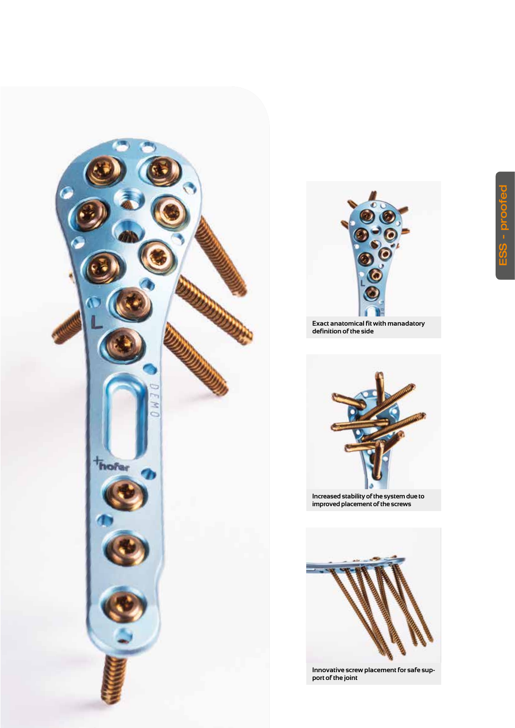Exact anatomical fit with manadatory definition of the side

Increased stability of the system due to improved placement of the screws

Innovative screw placement for safe support of the joint

ESS - proofed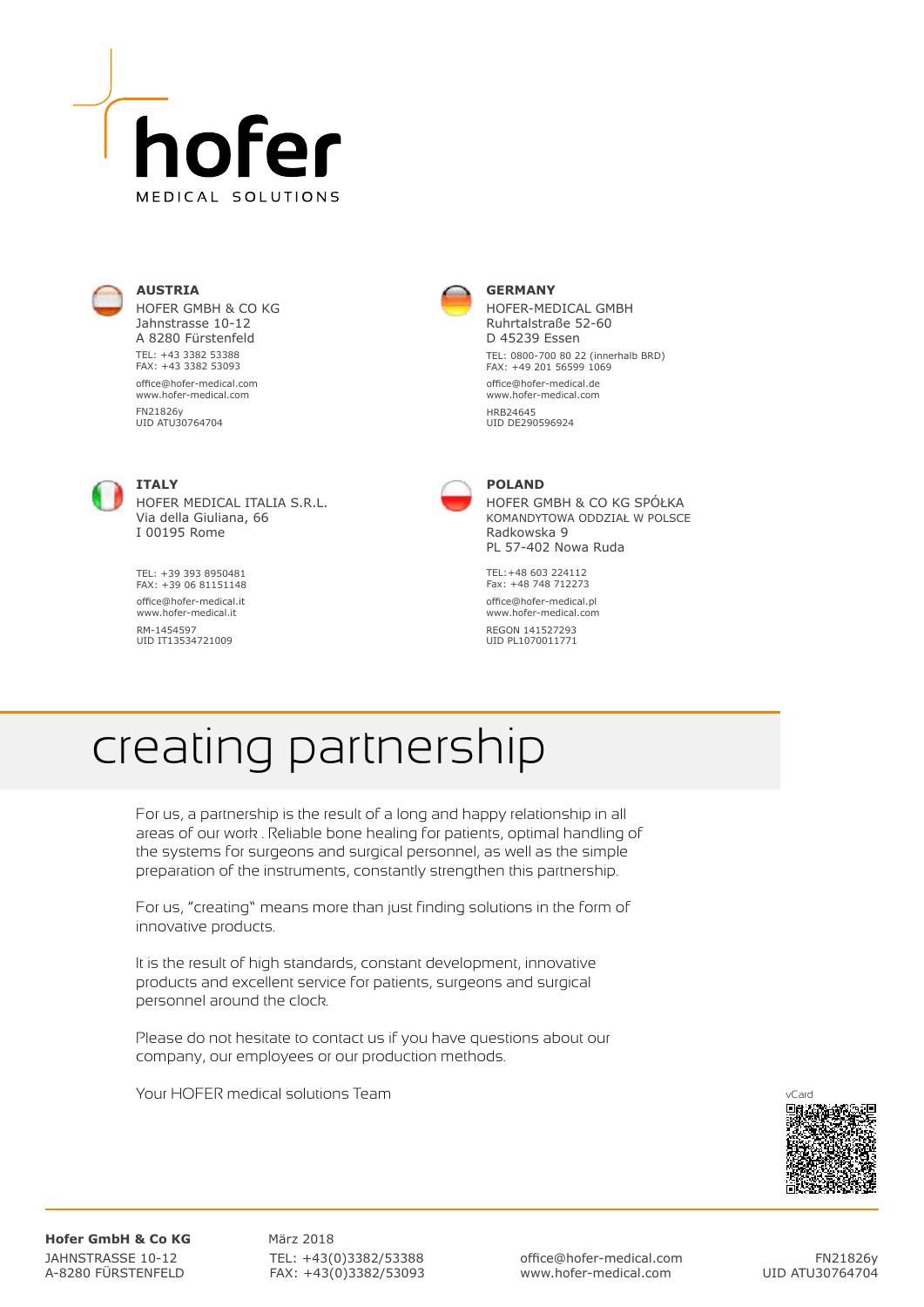hofer

MEDICAL SOLUTIONS

**AUSTRIA**
HOFER GMBH & CO KG
Jahnstrasse 10-12
A 8280 Fürstenfeld
TEL: +43 3382 53388
FAX: +43 3382 53093
office@hofer-medical.com
www.hofer-medical.com
FN21826y
UID ATU30764704

**GERMANY**
HOFER-MEDICAL GMBH
Ruhrtalstraße 52-60
D 45239 Essen
TEL: 0800-700 80 22 (innerhalb BRD)
FAX: +49 201 56599 1069
office@hofer-medical.de
www.hofer-medical.com
HRB24645
UID DE290596924

**ITALY**
HOFER MEDICAL ITALIA S.R.L.
Via della Giuliana, 66
I 00195 Rome
TEL: +39 393 8950481
FAX: +39 06 81151148
office@hofer-medical.it
www.hofer-medical.it
RM-1454597
UID IT13534721009

**POLAND**
HOFER GMBH & CO KG SPÓŁKA
KOMANDYTOWA ODDZIAŁ W POLSCE
Radkowska 9
PL 57-402 Nowa Ruda
TEL:+48 603 224112
Fax: +48 748 712273
office@hofer-medical.pl
www.hofer-medical.com
REGON 141527293
UID PL1070011771

# creating partnership

For us, a partnership is the result of a long and happy relationship in all areas of our work . Reliable bone healing for patients, optimal handling of the systems for surgeons and surgical personnel, as well as the simple preparation of the instruments, constantly strengthen this partnership.

For us, "creating" means more than just finding solutions in the form of innovative products.

It is the result of high standards, constant development, innovative products and excellent service for patients, surgeons and surgical personnel around the clock.

Please do not hesitate to contact us if you have questions about our company, our employees or our production methods.

Your HOFER medical solutions Team

vCard

**Hofer GmbH & Co KG**
JAHNSTRASSE 10-12
A-8280 FÜRSTENFELD

März 2018
TEL: +43(0)3382/53388
FAX: +43(0)3382/53093

office@hofer-medical.com
www.hofer-medical.com

FN21826y
UID ATU30764704